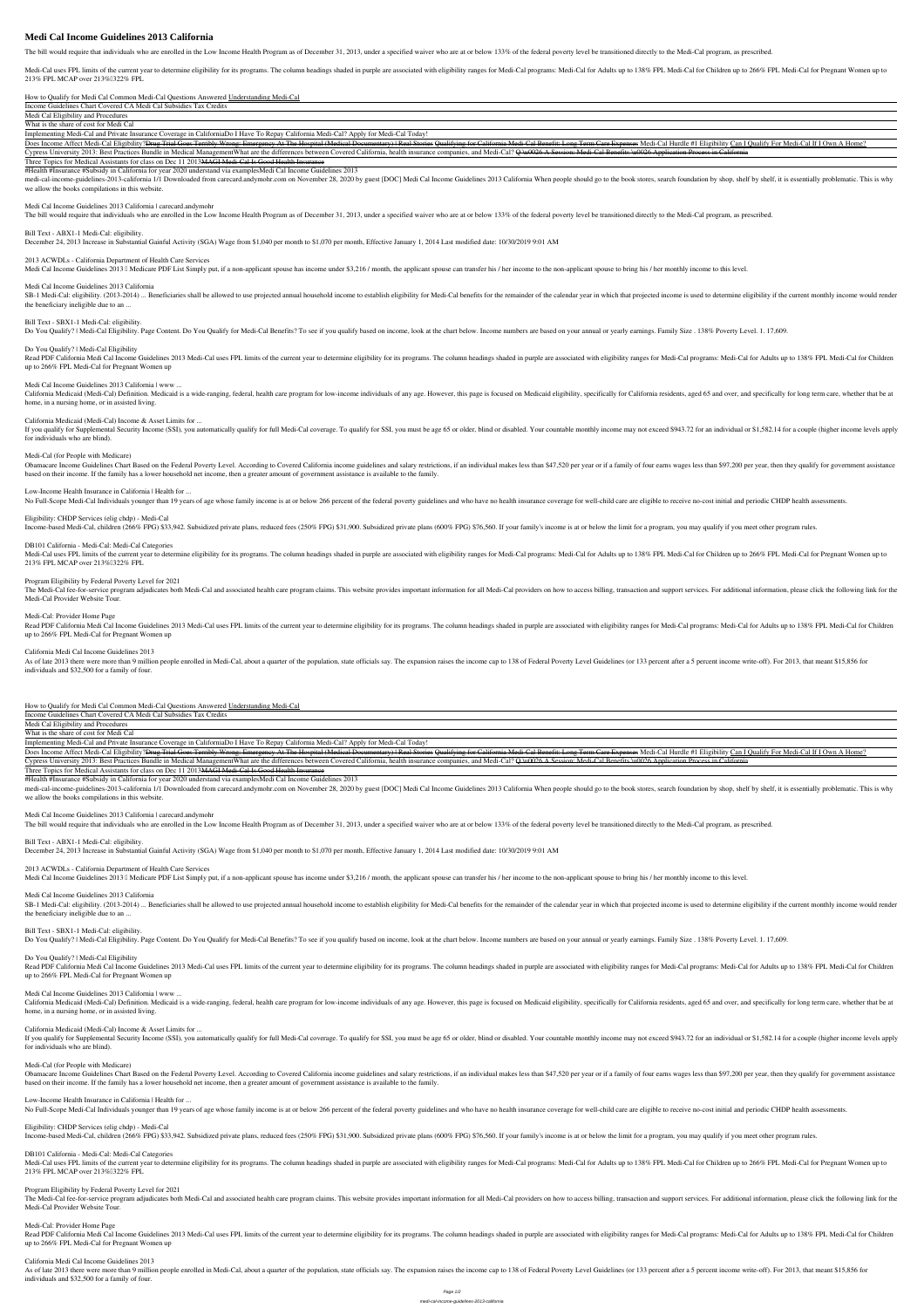# Medi Cal Income Guidelines 2013 California

The bill would require that individuals who are enrolled in the Low Income Health Program as of December 31, 2013, under a specified waiver who are at or below 133% of the federal poverty level be transitioned directly to the Medi-Cal program, as prescribed.

Medi-Cal uses FPL limits of the current year to determine eligibility for its programs. The column headings shaded in purple are associated with eligibility ranges for Medi-Cal programs: Medi-Cal for Adults up to 138% FPL Medi-Cal for Children up to 266% FPL Medi-Cal for Pregnant Women up to 213% FPL MCAP over 213%–322% FPL

How to Qualify for Medi Cal Common Medi-Cal Questions Answered Understanding Medi-Cal

| Income Guidelines Chart Covered CA Medi Cal Subsidies Tax Credits |
|---|
| Medi Cal Eligibility and Procedures |
| What is the share of cost for Medi Cal |
| Implementing Medi-Cal and Private Insurance Coverage in California Do I Have To Repay California Medi-Cal? Apply for Medi-Cal Today! |
| Does Income Affect Medi-Cal Eligibility? ~~Drug Trial Goes Terribly Wrong: Emergency At The Hospital (Medical Documentary) \| Real Stories~~ ~~Qualifying for California Medi-Cal Benefit: Long Term Care Expenses~~ Medi-Cal Hurdle #1 Eligibility Can I Qualify For Medi-Cal If I Own A Home? |
| Cypress University 2013: Best Practices Bundle in Medical Management What are the differences between Covered California, health insurance companies, and Medi-Cal? ~~Q \u0026 A Session: Medi-Cal Benefits \u0026 Application Process in California~~ |
| Three Topics for Medical Assistants for class on Dec 11 2013 ~~MAGI Medi-Cal Is Good Health Insurance~~ |

#Health #Insurance #Subsidy in California for year 2020 understand via examples Medi Cal Income Guidelines 2013

medi-cal-income-guidelines-2013-california 1/1 Downloaded from carecard.andymohr.com on November 28, 2020 by guest [DOC] Medi Cal Income Guidelines 2013 California When people should go to the book stores, search foundation by shop, shelf by shelf, it is essentially problematic. This is why we allow the books compilations in this website.

Medi Cal Income Guidelines 2013 California | carecard.andymohr

The bill would require that individuals who are enrolled in the Low Income Health Program as of December 31, 2013, under a specified waiver who are at or below 133% of the federal poverty level be transitioned directly to the Medi-Cal program, as prescribed.

Bill Text - ABX1-1 Medi-Cal: eligibility.

December 24, 2013 Increase in Substantial Gainful Activity (SGA) Wage from $1,040 per month to $1,070 per month, Effective January 1, 2014 Last modified date: 10/30/2019 9:01 AM

2013 ACWDLs - California Department of Health Care Services

Medi Cal Income Guidelines 2013 – Medicare PDF List Simply put, if a non-applicant spouse has income under $3,216 / month, the applicant spouse can transfer his / her income to the non-applicant spouse to bring his / her monthly income to this level.

Medi Cal Income Guidelines 2013 California

SB-1 Medi-Cal: eligibility. (2013-2014) ... Beneficiaries shall be allowed to use projected annual household income to establish eligibility for Medi-Cal benefits for the remainder of the calendar year in which that projected income is used to determine eligibility if the current monthly income would render the beneficiary ineligible due to an ...

Bill Text - SBX1-1 Medi-Cal: eligibility.

Do You Qualify? | Medi-Cal Eligibility. Page Content. Do You Qualify for Medi-Cal Benefits? To see if you qualify based on income, look at the chart below. Income numbers are based on your annual or yearly earnings. Family Size . 138% Poverty Level. 1. 17,609.

Do You Qualify? | Medi-Cal Eligibility

Read PDF California Medi Cal Income Guidelines 2013 Medi-Cal uses FPL limits of the current year to determine eligibility for its programs. The column headings shaded in purple are associated with eligibility ranges for Medi-Cal programs: Medi-Cal for Adults up to 138% FPL Medi-Cal for Children up to 266% FPL Medi-Cal for Pregnant Women up

Medi Cal Income Guidelines 2013 California | www ...

California Medicaid (Medi-Cal) Definition. Medicaid is a wide-ranging, federal, health care program for low-income individuals of any age. However, this page is focused on Medicaid eligibility, specifically for California residents, aged 65 and over, and specifically for long term care, whether that be at home, in a nursing home, or in assisted living.

California Medicaid (Medi-Cal) Income & Asset Limits for ...

If you qualify for Supplemental Security Income (SSI), you automatically qualify for full Medi-Cal coverage. To qualify for SSI, you must be age 65 or older, blind or disabled. Your countable monthly income may not exceed $943.72 for an individual or $1,582.14 for a couple (higher income levels apply for individuals who are blind).

Medi-Cal (for People with Medicare)

Obamacare Income Guidelines Chart Based on the Federal Poverty Level. According to Covered California income guidelines and salary restrictions, if an individual makes less than $47,520 per year or if a family of four earns wages less than $97,200 per year, then they qualify for government assistance based on their income. If the family has a lower household net income, then a greater amount of government assistance is available to the family.

Low-Income Health Insurance in California | Health for ...

No Full-Scope Medi-Cal Individuals younger than 19 years of age whose family income is at or below 266 percent of the federal poverty guidelines and who have no health insurance coverage for well-child care are eligible to receive no-cost initial and periodic CHDP health assessments.

Eligibility: CHDP Services (elig chdp) - Medi-Cal

Income-based Medi-Cal, children (266% FPG) $33,942. Subsidized private plans, reduced fees (250% FPG) $31,900. Subsidized private plans (600% FPG) $76,560. If your family's income is at or below the limit for a program, you may qualify if you meet other program rules.

DB101 California - Medi-Cal: Medi-Cal Categories

Medi-Cal uses FPL limits of the current year to determine eligibility for its programs. The column headings shaded in purple are associated with eligibility ranges for Medi-Cal programs: Medi-Cal for Adults up to 138% FPL Medi-Cal for Children up to 266% FPL Medi-Cal for Pregnant Women up to 213% FPL MCAP over 213%–322% FPL

Program Eligibility by Federal Poverty Level for 2021

The Medi-Cal fee-for-service program adjudicates both Medi-Cal and associated health care program claims. This website provides important information for all Medi-Cal providers on how to access billing, transaction and support services. For additional information, please click the following link for the Medi-Cal Provider Website Tour.

Medi-Cal: Provider Home Page

Read PDF California Medi Cal Income Guidelines 2013 Medi-Cal uses FPL limits of the current year to determine eligibility for its programs. The column headings shaded in purple are associated with eligibility ranges for Medi-Cal programs: Medi-Cal for Adults up to 138% FPL Medi-Cal for Children up to 266% FPL Medi-Cal for Pregnant Women up

California Medi Cal Income Guidelines 2013

As of late 2013 there were more than 9 million people enrolled in Medi-Cal, about a quarter of the population, state officials say. The expansion raises the income cap to 138 of Federal Poverty Level Guidelines (or 133 percent after a 5 percent income write-off). For 2013, that meant $15,856 for individuals and $32,500 for a family of four.

How to Qualify for Medi Cal Common Medi-Cal Questions Answered Understanding Medi-Cal

| Income Guidelines Chart Covered CA Medi Cal Subsidies Tax Credits |
|---|
| Medi Cal Eligibility and Procedures |
| What is the share of cost for Medi Cal |
| Implementing Medi-Cal and Private Insurance Coverage in California Do I Have To Repay California Medi-Cal? Apply for Medi-Cal Today! |
| Does Income Affect Medi-Cal Eligibility? ~~Drug Trial Goes Terribly Wrong: Emergency At The Hospital (Medical Documentary) \| Real Stories~~ ~~Qualifying for California Medi-Cal Benefit: Long Term Care Expenses~~ Medi-Cal Hurdle #1 Eligibility Can I Qualify For Medi-Cal If I Own A Home? |
| Cypress University 2013: Best Practices Bundle in Medical Management What are the differences between Covered California, health insurance companies, and Medi-Cal? ~~Q \u0026 A Session: Medi-Cal Benefits \u0026 Application Process in California~~ |
| Three Topics for Medical Assistants for class on Dec 11 2013 ~~MAGI Medi-Cal Is Good Health Insurance~~ |

#Health #Insurance #Subsidy in California for year 2020 understand via examples Medi Cal Income Guidelines 2013

medi-cal-income-guidelines-2013-california 1/1 Downloaded from carecard.andymohr.com on November 28, 2020 by guest [DOC] Medi Cal Income Guidelines 2013 California When people should go to the book stores, search foundation by shop, shelf by shelf, it is essentially problematic. This is why we allow the books compilations in this website.

Medi Cal Income Guidelines 2013 California | carecard.andymohr

The bill would require that individuals who are enrolled in the Low Income Health Program as of December 31, 2013, under a specified waiver who are at or below 133% of the federal poverty level be transitioned directly to the Medi-Cal program, as prescribed.

Bill Text - ABX1-1 Medi-Cal: eligibility.

December 24, 2013 Increase in Substantial Gainful Activity (SGA) Wage from $1,040 per month to $1,070 per month, Effective January 1, 2014 Last modified date: 10/30/2019 9:01 AM

2013 ACWDLs - California Department of Health Care Services

Medi Cal Income Guidelines 2013 – Medicare PDF List Simply put, if a non-applicant spouse has income under $3,216 / month, the applicant spouse can transfer his / her income to the non-applicant spouse to bring his / her monthly income to this level.

Medi Cal Income Guidelines 2013 California

SB-1 Medi-Cal: eligibility. (2013-2014) ... Beneficiaries shall be allowed to use projected annual household income to establish eligibility for Medi-Cal benefits for the remainder of the calendar year in which that projected income is used to determine eligibility if the current monthly income would render the beneficiary ineligible due to an ...

Bill Text - SBX1-1 Medi-Cal: eligibility.

Do You Qualify? | Medi-Cal Eligibility. Page Content. Do You Qualify for Medi-Cal Benefits? To see if you qualify based on income, look at the chart below. Income numbers are based on your annual or yearly earnings. Family Size . 138% Poverty Level. 1. 17,609.

Do You Qualify? | Medi-Cal Eligibility

Read PDF California Medi Cal Income Guidelines 2013 Medi-Cal uses FPL limits of the current year to determine eligibility for its programs. The column headings shaded in purple are associated with eligibility ranges for Medi-Cal programs: Medi-Cal for Adults up to 138% FPL Medi-Cal for Children up to 266% FPL Medi-Cal for Pregnant Women up

Medi Cal Income Guidelines 2013 California | www ...

California Medicaid (Medi-Cal) Definition. Medicaid is a wide-ranging, federal, health care program for low-income individuals of any age. However, this page is focused on Medicaid eligibility, specifically for California residents, aged 65 and over, and specifically for long term care, whether that be at home, in a nursing home, or in assisted living.

California Medicaid (Medi-Cal) Income & Asset Limits for ...

If you qualify for Supplemental Security Income (SSI), you automatically qualify for full Medi-Cal coverage. To qualify for SSI, you must be age 65 or older, blind or disabled. Your countable monthly income may not exceed $943.72 for an individual or $1,582.14 for a couple (higher income levels apply for individuals who are blind).

Medi-Cal (for People with Medicare)

Obamacare Income Guidelines Chart Based on the Federal Poverty Level. According to Covered California income guidelines and salary restrictions, if an individual makes less than $47,520 per year or if a family of four earns wages less than $97,200 per year, then they qualify for government assistance based on their income. If the family has a lower household net income, then a greater amount of government assistance is available to the family.

Low-Income Health Insurance in California | Health for ...

No Full-Scope Medi-Cal Individuals younger than 19 years of age whose family income is at or below 266 percent of the federal poverty guidelines and who have no health insurance coverage for well-child care are eligible to receive no-cost initial and periodic CHDP health assessments.

Eligibility: CHDP Services (elig chdp) - Medi-Cal

Income-based Medi-Cal, children (266% FPG) $33,942. Subsidized private plans, reduced fees (250% FPG) $31,900. Subsidized private plans (600% FPG) $76,560. If your family's income is at or below the limit for a program, you may qualify if you meet other program rules.

DB101 California - Medi-Cal: Medi-Cal Categories

Medi-Cal uses FPL limits of the current year to determine eligibility for its programs. The column headings shaded in purple are associated with eligibility ranges for Medi-Cal programs: Medi-Cal for Adults up to 138% FPL Medi-Cal for Children up to 266% FPL Medi-Cal for Pregnant Women up to 213% FPL MCAP over 213%–322% FPL

Program Eligibility by Federal Poverty Level for 2021

The Medi-Cal fee-for-service program adjudicates both Medi-Cal and associated health care program claims. This website provides important information for all Medi-Cal providers on how to access billing, transaction and support services. For additional information, please click the following link for the Medi-Cal Provider Website Tour.

Medi-Cal: Provider Home Page

Read PDF California Medi Cal Income Guidelines 2013 Medi-Cal uses FPL limits of the current year to determine eligibility for its programs. The column headings shaded in purple are associated with eligibility ranges for Medi-Cal programs: Medi-Cal for Adults up to 138% FPL Medi-Cal for Children up to 266% FPL Medi-Cal for Pregnant Women up

California Medi Cal Income Guidelines 2013

As of late 2013 there were more than 9 million people enrolled in Medi-Cal, about a quarter of the population, state officials say. The expansion raises the income cap to 138 of Federal Poverty Level Guidelines (or 133 percent after a 5 percent income write-off). For 2013, that meant $15,856 for individuals and $32,500 for a family of four.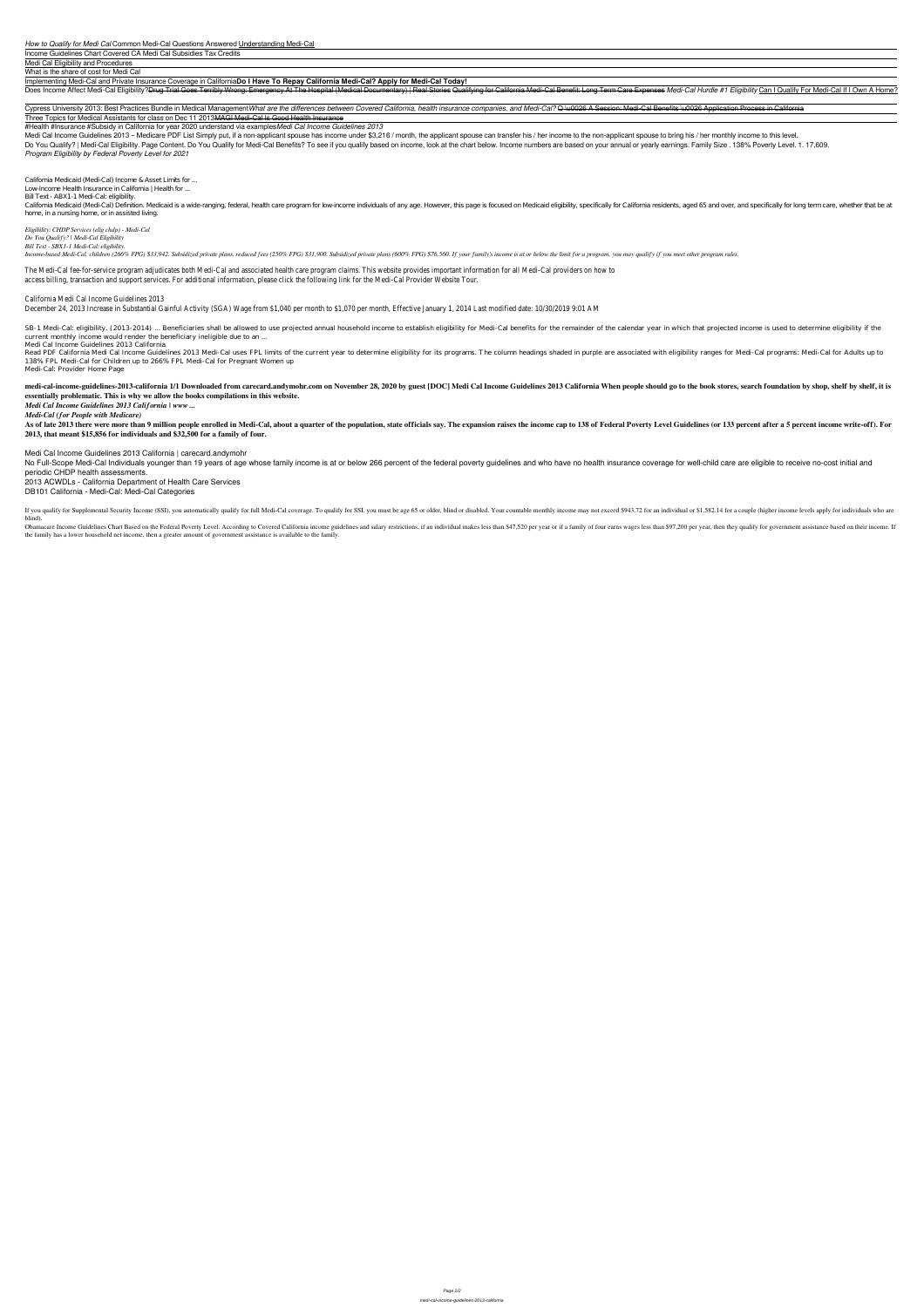*How to Qualify for Medi Cal* Common Medi-Cal Questions Answered Understanding Medi-Cal

Income Guidelines Chart Covered CA Medi Cal Subsidies Tax Credits

Medi Cal Eligibility and Procedures

What is the share of cost for Medi Cal

Implementing Medi-Cal and Private Insurance Coverage in California **Do I Have To Repay California Medi-Cal? Apply for Medi-Cal Today!**

Does Income Affect Medi-Cal Eligibility? ~~Drug Trial Goes Terribly Wrong: Emergency At The Hospital (Medical Documentary) | Real Stories~~ ~~Qualifying for California Medi-Cal Benefit: Long Term Care Expenses~~ *Medi-Cal Hurdle #1 Eligibility* Can I Qualify For Medi-Cal If I Own A Home?

Cypress University 2013: Best Practices Bundle in Medical Management *What are the differences between Covered California, health insurance companies, and Medi-Cal?* ~~Q \u0026 A Session: Medi-Cal Benefits \u0026 Application Process in California~~

Three Topics for Medical Assistants for class on Dec 11 2013 ~~MAGI Medi-Cal Is Good Health Insurance~~

#Health #Insurance #Subsidy in California for year 2020 understand via examples *Medi Cal Income Guidelines 2013*

Medi Cal Income Guidelines 2013 – Medicare PDF List Simply put, if a non-applicant spouse has income under $3,216 / month, the applicant spouse can transfer his / her income to the non-applicant spouse to bring his / her monthly income to this level.

Do You Qualify? | Medi-Cal Eligibility. Page Content. Do You Qualify for Medi-Cal Benefits? To see if you qualify based on income, look at the chart below. Income numbers are based on your annual or yearly earnings. Family Size . 138% Poverty Level. 1. 17,609.

*Program Eligibility by Federal Poverty Level for 2021*

California Medicaid (Medi-Cal) Income & Asset Limits for ...

Low-Income Health Insurance in California | Health for ...

Bill Text - ABX1-1 Medi-Cal: eligibility.

California Medicaid (Medi-Cal) Definition. Medicaid is a wide-ranging, federal, health care program for low-income individuals of any age. However, this page is focused on Medicaid eligibility, specifically for California residents, aged 65 and over, and specifically for long term care, whether that be at home, in a nursing home, or in assisted living.

*Eligibility: CHDP Services (elig chdp) - Medi-Cal*

*Do You Qualify? | Medi-Cal Eligibility*

*Bill Text - SBX1-1 Medi-Cal: eligibility.*

*Income-based Medi-Cal, children (266% FPG) $33,942. Subsidized private plans, reduced fees (250% FPG) $31,900. Subsidized private plans (600% FPG) $76,560. If your family's income is at or below the limit for a program, you may qualify if you meet other program rules.*

The Medi-Cal fee-for-service program adjudicates both Medi-Cal and associated health care program claims. This website provides important information for all Medi-Cal providers on how to access billing, transaction and support services. For additional information, please click the following link for the Medi-Cal Provider Website Tour.

California Medi Cal Income Guidelines 2013

December 24, 2013 Increase in Substantial Gainful Activity (SGA) Wage from $1,040 per month to $1,070 per month, Effective January 1, 2014 Last modified date: 10/30/2019 9:01 AM

SB-1 Medi-Cal: eligibility. (2013-2014) ... Beneficiaries shall be allowed to use projected annual household income to establish eligibility for Medi-Cal benefits for the remainder of the calendar year in which that projected income is used to determine eligibility if the current monthly income would render the beneficiary ineligible due to an ...

Medi Cal Income Guidelines 2013 California

Read PDF California Medi Cal Income Guidelines 2013 Medi-Cal uses FPL limits of the current year to determine eligibility for its programs. The column headings shaded in purple are associated with eligibility ranges for Medi-Cal programs: Medi-Cal for Adults up to 138% FPL Medi-Cal for Children up to 266% FPL Medi-Cal for Pregnant Women up

Medi-Cal: Provider Home Page

**medi-cal-income-guidelines-2013-california 1/1 Downloaded from carecard.andymohr.com on November 28, 2020 by guest [DOC] Medi Cal Income Guidelines 2013 California When people should go to the book stores, search foundation by shop, shelf by shelf, it is essentially problematic. This is why we allow the books compilations in this website.**

***Medi Cal Income Guidelines 2013 California | www ...***

***Medi-Cal (for People with Medicare)***

**As of late 2013 there were more than 9 million people enrolled in Medi-Cal, about a quarter of the population, state officials say. The expansion raises the income cap to 138 of Federal Poverty Level Guidelines (or 133 percent after a 5 percent income write-off). For 2013, that meant $15,856 for individuals and $32,500 for a family of four.**

Medi Cal Income Guidelines 2013 California | carecard.andymohr

No Full-Scope Medi-Cal Individuals younger than 19 years of age whose family income is at or below 266 percent of the federal poverty guidelines and who have no health insurance coverage for well-child care are eligible to receive no-cost initial and periodic CHDP health assessments.

2013 ACWDLs - California Department of Health Care Services

DB101 California - Medi-Cal: Medi-Cal Categories

If you qualify for Supplemental Security Income (SSI), you automatically qualify for full Medi-Cal coverage. To qualify for SSI, you must be age 65 or older, blind or disabled. Your countable monthly income may not exceed $943.72 for an individual or $1,582.14 for a couple (higher income levels apply for individuals who are blind).

Obamacare Income Guidelines Chart Based on the Federal Poverty Level. According to Covered California income guidelines and salary restrictions, if an individual makes less than $47,520 per year or if a family of four earns wages less than $97,200 per year, then they qualify for government assistance based on their income. If the family has a lower household net income, then a greater amount of government assistance is available to the family.